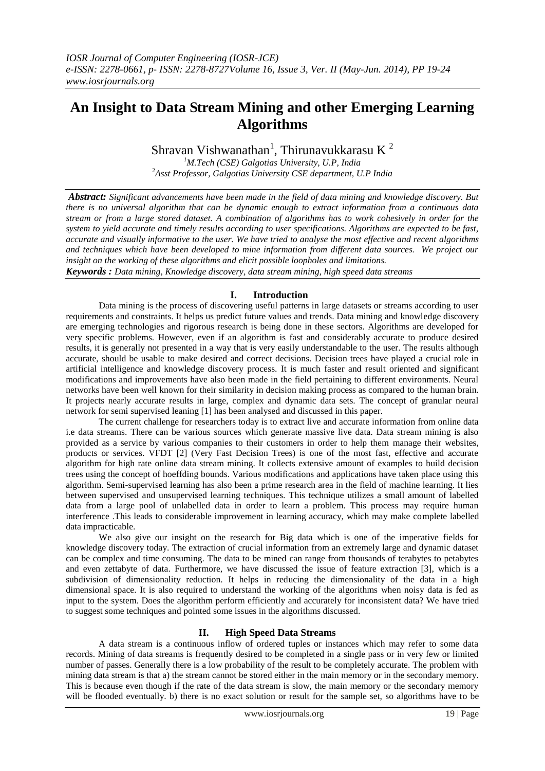# An Insight to Data Stream Mining and other Emerging Learning Algorithms

Shravan Vishwanathan[1], Thirunavukkarasu K [2]

[1]*M.Tech (CSE) Galgotias University, U.P, India*
[2]*Asst Professor, Galgotias University CSE department, U.P India*

***Abstract:*** *Significant advancements have been made in the field of data mining and knowledge discovery. But there is no universal algorithm that can be dynamic enough to extract information from a continuous data stream or from a large stored dataset. A combination of algorithms has to work cohesively in order for the system to yield accurate and timely results according to user specifications. Algorithms are expected to be fast, accurate and visually informative to the user. We have tried to analyse the most effective and recent algorithms and techniques which have been developed to mine information from different data sources. We project our insight on the working of these algorithms and elicit possible loopholes and limitations.*

***Keywords :*** *Data mining, Knowledge discovery, data stream mining, high speed data streams*

## I. Introduction

Data mining is the process of discovering useful patterns in large datasets or streams according to user requirements and constraints. It helps us predict future values and trends. Data mining and knowledge discovery are emerging technologies and rigorous research is being done in these sectors. Algorithms are developed for very specific problems. However, even if an algorithm is fast and considerably accurate to produce desired results, it is generally not presented in a way that is very easily understandable to the user. The results although accurate, should be usable to make desired and correct decisions. Decision trees have played a crucial role in artificial intelligence and knowledge discovery process. It is much faster and result oriented and significant modifications and improvements have also been made in the field pertaining to different environments. Neural networks have been well known for their similarity in decision making process as compared to the human brain. It projects nearly accurate results in large, complex and dynamic data sets. The concept of granular neural network for semi supervised leaning [1] has been analysed and discussed in this paper.

The current challenge for researchers today is to extract live and accurate information from online data i.e data streams. There can be various sources which generate massive live data. Data stream mining is also provided as a service by various companies to their customers in order to help them manage their websites, products or services. VFDT [2] (Very Fast Decision Trees) is one of the most fast, effective and accurate algorithm for high rate online data stream mining. It collects extensive amount of examples to build decision trees using the concept of hoeffding bounds. Various modifications and applications have taken place using this algorithm. Semi-supervised learning has also been a prime research area in the field of machine learning. It lies between supervised and unsupervised learning techniques. This technique utilizes a small amount of labelled data from a large pool of unlabelled data in order to learn a problem. This process may require human interference .This leads to considerable improvement in learning accuracy, which may make complete labelled data impracticable.

We also give our insight on the research for Big data which is one of the imperative fields for knowledge discovery today. The extraction of crucial information from an extremely large and dynamic dataset can be complex and time consuming. The data to be mined can range from thousands of terabytes to petabytes and even zettabyte of data. Furthermore, we have discussed the issue of feature extraction [3], which is a subdivision of dimensionality reduction. It helps in reducing the dimensionality of the data in a high dimensional space. It is also required to understand the working of the algorithms when noisy data is fed as input to the system. Does the algorithm perform efficiently and accurately for inconsistent data? We have tried to suggest some techniques and pointed some issues in the algorithms discussed.

## II. High Speed Data Streams

A data stream is a continuous inflow of ordered tuples or instances which may refer to some data records. Mining of data streams is frequently desired to be completed in a single pass or in very few or limited number of passes. Generally there is a low probability of the result to be completely accurate. The problem with mining data stream is that a) the stream cannot be stored either in the main memory or in the secondary memory. This is because even though if the rate of the data stream is slow, the main memory or the secondary memory will be flooded eventually. b) there is no exact solution or result for the sample set, so algorithms have to be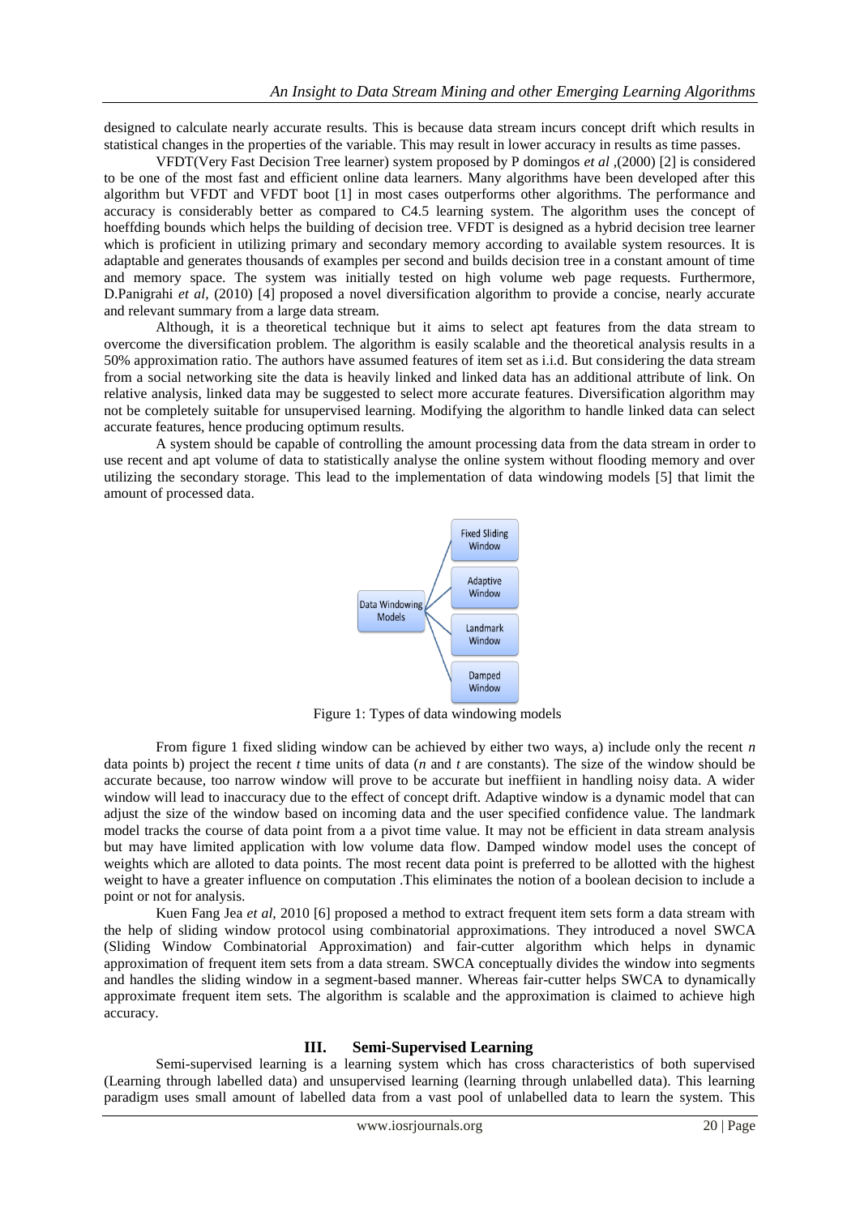designed to calculate nearly accurate results. This is because data stream incurs concept drift which results in statistical changes in the properties of the variable. This may result in lower accuracy in results as time passes.

VFDT(Very Fast Decision Tree learner) system proposed by P domingos *et al* ,(2000) [2] is considered to be one of the most fast and efficient online data learners. Many algorithms have been developed after this algorithm but VFDT and VFDT boot [1] in most cases outperforms other algorithms. The performance and accuracy is considerably better as compared to C4.5 learning system. The algorithm uses the concept of hoeffding bounds which helps the building of decision tree. VFDT is designed as a hybrid decision tree learner which is proficient in utilizing primary and secondary memory according to available system resources. It is adaptable and generates thousands of examples per second and builds decision tree in a constant amount of time and memory space. The system was initially tested on high volume web page requests. Furthermore, D.Panigrahi *et al,* (2010) [4] proposed a novel diversification algorithm to provide a concise, nearly accurate and relevant summary from a large data stream.

Although, it is a theoretical technique but it aims to select apt features from the data stream to overcome the diversification problem. The algorithm is easily scalable and the theoretical analysis results in a 50% approximation ratio. The authors have assumed features of item set as i.i.d. But considering the data stream from a social networking site the data is heavily linked and linked data has an additional attribute of link. On relative analysis, linked data may be suggested to select more accurate features. Diversification algorithm may not be completely suitable for unsupervised learning. Modifying the algorithm to handle linked data can select accurate features, hence producing optimum results.

A system should be capable of controlling the amount processing data from the data stream in order to use recent and apt volume of data to statistically analyse the online system without flooding memory and over utilizing the secondary storage. This lead to the implementation of data windowing models [5] that limit the amount of processed data.

Data Windowing Models → Fixed Sliding Window, Adaptive Window, Landmark Window, Damped Window

Figure 1: Types of data windowing models

From figure 1 fixed sliding window can be achieved by either two ways, a) include only the recent *n* data points b) project the recent *t* time units of data (*n* and *t* are constants). The size of the window should be accurate because, too narrow window will prove to be accurate but ineffiient in handling noisy data. A wider window will lead to inaccuracy due to the effect of concept drift. Adaptive window is a dynamic model that can adjust the size of the window based on incoming data and the user specified confidence value. The landmark model tracks the course of data point from a a pivot time value. It may not be efficient in data stream analysis but may have limited application with low volume data flow. Damped window model uses the concept of weights which are alloted to data points. The most recent data point is preferred to be allotted with the highest weight to have a greater influence on computation .This eliminates the notion of a boolean decision to include a point or not for analysis.

Kuen Fang Jea *et al,* 2010 [6] proposed a method to extract frequent item sets form a data stream with the help of sliding window protocol using combinatorial approximations. They introduced a novel SWCA (Sliding Window Combinatorial Approximation) and fair-cutter algorithm which helps in dynamic approximation of frequent item sets from a data stream. SWCA conceptually divides the window into segments and handles the sliding window in a segment-based manner. Whereas fair-cutter helps SWCA to dynamically approximate frequent item sets. The algorithm is scalable and the approximation is claimed to achieve high accuracy.

## III. Semi-Supervised Learning

Semi-supervised learning is a learning system which has cross characteristics of both supervised (Learning through labelled data) and unsupervised learning (learning through unlabelled data). This learning paradigm uses small amount of labelled data from a vast pool of unlabelled data to learn the system. This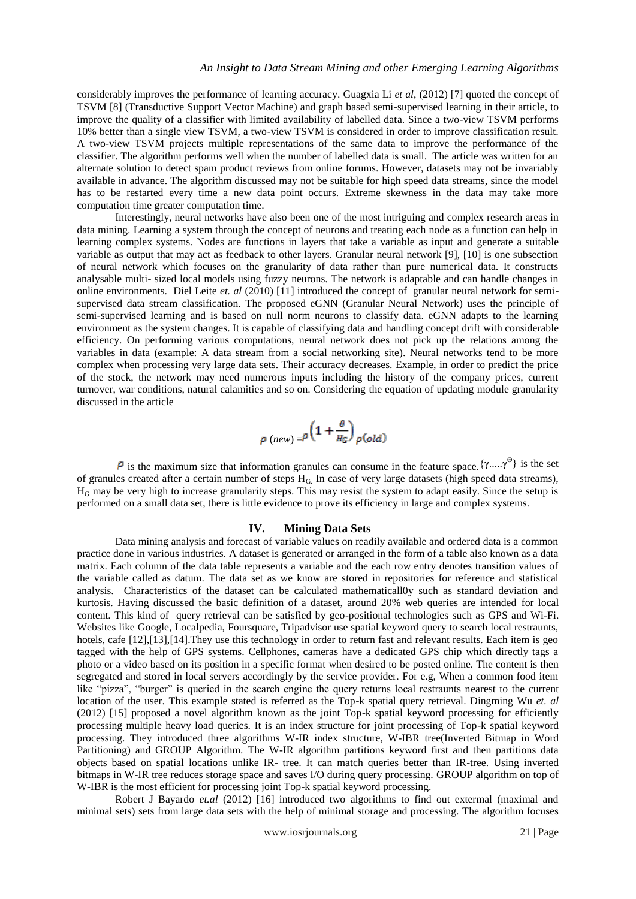considerably improves the performance of learning accuracy. Guagxia Li *et al*, (2012) [7] quoted the concept of TSVM [8] (Transductive Support Vector Machine) and graph based semi-supervised learning in their article, to improve the quality of a classifier with limited availability of labelled data. Since a two-view TSVM performs 10% better than a single view TSVM, a two-view TSVM is considered in order to improve classification result. A two-view TSVM projects multiple representations of the same data to improve the performance of the classifier. The algorithm performs well when the number of labelled data is small. The article was written for an alternate solution to detect spam product reviews from online forums. However, datasets may not be invariably available in advance. The algorithm discussed may not be suitable for high speed data streams, since the model has to be restarted every time a new data point occurs. Extreme skewness in the data may take more computation time greater computation time.

Interestingly, neural networks have also been one of the most intriguing and complex research areas in data mining. Learning a system through the concept of neurons and treating each node as a function can help in learning complex systems. Nodes are functions in layers that take a variable as input and generate a suitable variable as output that may act as feedback to other layers. Granular neural network [9], [10] is one subsection of neural network which focuses on the granularity of data rather than pure numerical data. It constructs analysable multi- sized local models using fuzzy neurons. The network is adaptable and can handle changes in online environments. Diel Leite *et. al* (2010) [11] introduced the concept of granular neural network for semi-supervised data stream classification. The proposed eGNN (Granular Neural Network) uses the principle of semi-supervised learning and is based on null norm neurons to classify data. eGNN adapts to the learning environment as the system changes. It is capable of classifying data and handling concept drift with considerable efficiency. On performing various computations, neural network does not pick up the relations among the variables in data (example: A data stream from a social networking site). Neural networks tend to be more complex when processing very large data sets. Their accuracy decreases. Example, in order to predict the price of the stock, the network may need numerous inputs including the history of the company prices, current turnover, war conditions, natural calamities and so on. Considering the equation of updating module granularity discussed in the article

$$\rho\ (new) = \rho\left(1 + \frac{\theta}{H_G}\right)\rho(old)$$

$\rho$ is the maximum size that information granules can consume in the feature space. $\{\gamma.....\gamma^{\Theta}\}$ is the set of granules created after a certain number of steps $H_G$. In case of very large datasets (high speed data streams), $H_G$ may be very high to increase granularity steps. This may resist the system to adapt easily. Since the setup is performed on a small data set, there is little evidence to prove its efficiency in large and complex systems.

## IV. Mining Data Sets

Data mining analysis and forecast of variable values on readily available and ordered data is a common practice done in various industries. A dataset is generated or arranged in the form of a table also known as a data matrix. Each column of the data table represents a variable and the each row entry denotes transition values of the variable called as datum. The data set as we know are stored in repositories for reference and statistical analysis. Characteristics of the dataset can be calculated mathematicall0y such as standard deviation and kurtosis. Having discussed the basic definition of a dataset, around 20% web queries are intended for local content. This kind of query retrieval can be satisfied by geo-positional technologies such as GPS and Wi-Fi. Websites like Google, Localpedia, Foursquare, Tripadvisor use spatial keyword query to search local restraunts, hotels, cafe [12],[13],[14].They use this technology in order to return fast and relevant results. Each item is geo tagged with the help of GPS systems. Cellphones, cameras have a dedicated GPS chip which directly tags a photo or a video based on its position in a specific format when desired to be posted online. The content is then segregated and stored in local servers accordingly by the service provider. For e.g, When a common food item like "pizza", "burger" is queried in the search engine the query returns local restraunts nearest to the current location of the user. This example stated is referred as the Top-k spatial query retrieval. Dingming Wu *et. al* (2012) [15] proposed a novel algorithm known as the joint Top-k spatial keyword processing for efficiently processing multiple heavy load queries. It is an index structure for joint processing of Top-k spatial keyword processing. They introduced three algorithms W-IR index structure, W-IBR tree(Inverted Bitmap in Word Partitioning) and GROUP Algorithm. The W-IR algorithm partitions keyword first and then partitions data objects based on spatial locations unlike IR- tree. It can match queries better than IR-tree. Using inverted bitmaps in W-IR tree reduces storage space and saves I/O during query processing. GROUP algorithm on top of W-IBR is the most efficient for processing joint Top-k spatial keyword processing.

Robert J Bayardo *et.al* (2012) [16] introduced two algorithms to find out extermal (maximal and minimal sets) sets from large data sets with the help of minimal storage and processing. The algorithm focuses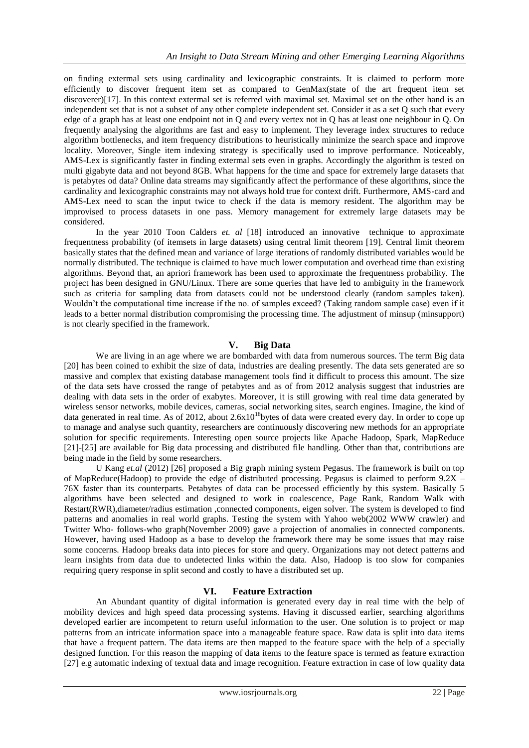on finding extermal sets using cardinality and lexicographic constraints. It is claimed to perform more efficiently to discover frequent item set as compared to GenMax(state of the art frequent item set discoverer)[17]. In this context extermal set is referred with maximal set. Maximal set on the other hand is an independent set that is not a subset of any other complete independent set. Consider it as a set Q such that every edge of a graph has at least one endpoint not in Q and every vertex not in Q has at least one neighbour in Q. On frequently analysing the algorithms are fast and easy to implement. They leverage index structures to reduce algorithm bottlenecks, and item frequency distributions to heuristically minimize the search space and improve locality. Moreover, Single item indexing strategy is specifically used to improve performance. Noticeably, AMS-Lex is significantly faster in finding extermal sets even in graphs. Accordingly the algorithm is tested on multi gigabyte data and not beyond 8GB. What happens for the time and space for extremely large datasets that is petabytes od data? Online data streams may significantly affect the performance of these algorithms, since the cardinality and lexicographic constraints may not always hold true for context drift. Furthermore, AMS-card and AMS-Lex need to scan the input twice to check if the data is memory resident. The algorithm may be improvised to process datasets in one pass. Memory management for extremely large datasets may be considered.

In the year 2010 Toon Calders *et. al* [18] introduced an innovative technique to approximate frequentness probability (of itemsets in large datasets) using central limit theorem [19]. Central limit theorem basically states that the defined mean and variance of large iterations of randomly distributed variables would be normally distributed. The technique is claimed to have much lower computation and overhead time than existing algorithms. Beyond that, an apriori framework has been used to approximate the frequentness probability. The project has been designed in GNU/Linux. There are some queries that have led to ambiguity in the framework such as criteria for sampling data from datasets could not be understood clearly (random samples taken). Wouldn't the computational time increase if the no. of samples exceed? (Taking random sample case) even if it leads to a better normal distribution compromising the processing time. The adjustment of minsup (minsupport) is not clearly specified in the framework.

## V. Big Data

We are living in an age where we are bombarded with data from numerous sources. The term Big data [20] has been coined to exhibit the size of data, industries are dealing presently. The data sets generated are so massive and complex that existing database management tools find it difficult to process this amount. The size of the data sets have crossed the range of petabytes and as of from 2012 analysis suggest that industries are dealing with data sets in the order of exabytes. Moreover, it is still growing with real time data generated by wireless sensor networks, mobile devices, cameras, social networking sites, search engines. Imagine, the kind of data generated in real time. As of 2012, about $2.6\text{x}10^{18}$bytes of data were created every day. In order to cope up to manage and analyse such quantity, researchers are continuously discovering new methods for an appropriate solution for specific requirements. Interesting open source projects like Apache Hadoop, Spark, MapReduce [21]-[25] are available for Big data processing and distributed file handling. Other than that, contributions are being made in the field by some researchers.

U Kang *et.al* (2012) [26] proposed a Big graph mining system Pegasus. The framework is built on top of MapReduce(Hadoop) to provide the edge of distributed processing. Pegasus is claimed to perform 9.2X – 76X faster than its counterparts. Petabytes of data can be processed efficiently by this system. Basically 5 algorithms have been selected and designed to work in coalescence, Page Rank, Random Walk with Restart(RWR),diameter/radius estimation ,connected components, eigen solver. The system is developed to find patterns and anomalies in real world graphs. Testing the system with Yahoo web(2002 WWW crawler) and Twitter Who- follows-who graph(November 2009) gave a projection of anomalies in connected components. However, having used Hadoop as a base to develop the framework there may be some issues that may raise some concerns. Hadoop breaks data into pieces for store and query. Organizations may not detect patterns and learn insights from data due to undetected links within the data. Also, Hadoop is too slow for companies requiring query response in split second and costly to have a distributed set up.

## VI. Feature Extraction

An Abundant quantity of digital information is generated every day in real time with the help of mobility devices and high speed data processing systems. Having it discussed earlier, searching algorithms developed earlier are incompetent to return useful information to the user. One solution is to project or map patterns from an intricate information space into a manageable feature space. Raw data is split into data items that have a frequent pattern. The data items are then mapped to the feature space with the help of a specially designed function. For this reason the mapping of data items to the feature space is termed as feature extraction [27] e.g automatic indexing of textual data and image recognition. Feature extraction in case of low quality data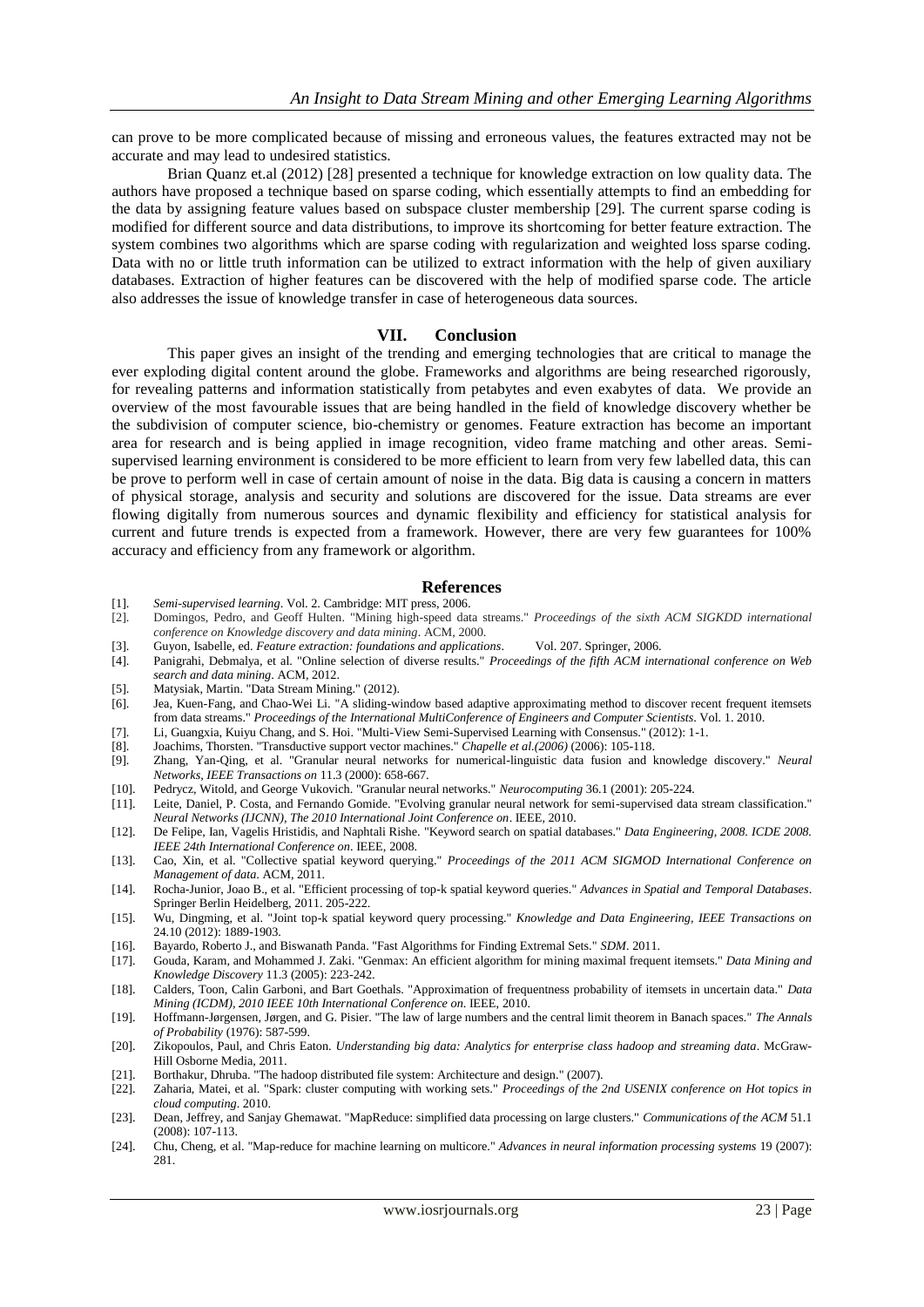can prove to be more complicated because of missing and erroneous values, the features extracted may not be accurate and may lead to undesired statistics.

Brian Quanz et.al (2012) [28] presented a technique for knowledge extraction on low quality data. The authors have proposed a technique based on sparse coding, which essentially attempts to find an embedding for the data by assigning feature values based on subspace cluster membership [29]. The current sparse coding is modified for different source and data distributions, to improve its shortcoming for better feature extraction. The system combines two algorithms which are sparse coding with regularization and weighted loss sparse coding. Data with no or little truth information can be utilized to extract information with the help of given auxiliary databases. Extraction of higher features can be discovered with the help of modified sparse code. The article also addresses the issue of knowledge transfer in case of heterogeneous data sources.

## VII. Conclusion

This paper gives an insight of the trending and emerging technologies that are critical to manage the ever exploding digital content around the globe. Frameworks and algorithms are being researched rigorously, for revealing patterns and information statistically from petabytes and even exabytes of data. We provide an overview of the most favourable issues that are being handled in the field of knowledge discovery whether be the subdivision of computer science, bio-chemistry or genomes. Feature extraction has become an important area for research and is being applied in image recognition, video frame matching and other areas. Semi-supervised learning environment is considered to be more efficient to learn from very few labelled data, this can be prove to perform well in case of certain amount of noise in the data. Big data is causing a concern in matters of physical storage, analysis and security and solutions are discovered for the issue. Data streams are ever flowing digitally from numerous sources and dynamic flexibility and efficiency for statistical analysis for current and future trends is expected from a framework. However, there are very few guarantees for 100% accuracy and efficiency from any framework or algorithm.

## References

[1]. *Semi-supervised learning*. Vol. 2. Cambridge: MIT press, 2006.

[2]. Domingos, Pedro, and Geoff Hulten. "Mining high-speed data streams." *Proceedings of the sixth ACM SIGKDD international conference on Knowledge discovery and data mining*. ACM, 2000.

[3]. Guyon, Isabelle, ed. *Feature extraction: foundations and applications*. Vol. 207. Springer, 2006.

[4]. Panigrahi, Debmalya, et al. "Online selection of diverse results." *Proceedings of the fifth ACM international conference on Web search and data mining*. ACM, 2012.

[5]. Matysiak, Martin. "Data Stream Mining." (2012).

[6]. Jea, Kuen-Fang, and Chao-Wei Li. "A sliding-window based adaptive approximating method to discover recent frequent itemsets from data streams." *Proceedings of the International MultiConference of Engineers and Computer Scientists*. Vol. 1. 2010.

[7]. Li, Guangxia, Kuiyu Chang, and S. Hoi. "Multi-View Semi-Supervised Learning with Consensus." (2012): 1-1.

[8]. Joachims, Thorsten. "Transductive support vector machines." *Chapelle et al.(2006)* (2006): 105-118.

[9]. Zhang, Yan-Qing, et al. "Granular neural networks for numerical-linguistic data fusion and knowledge discovery." *Neural Networks, IEEE Transactions on* 11.3 (2000): 658-667.

[10]. Pedrycz, Witold, and George Vukovich. "Granular neural networks." *Neurocomputing* 36.1 (2001): 205-224.

[11]. Leite, Daniel, P. Costa, and Fernando Gomide. "Evolving granular neural network for semi-supervised data stream classification." *Neural Networks (IJCNN), The 2010 International Joint Conference on*. IEEE, 2010.

[12]. De Felipe, Ian, Vagelis Hristidis, and Naphtali Rishe. "Keyword search on spatial databases." *Data Engineering, 2008. ICDE 2008. IEEE 24th International Conference on*. IEEE, 2008.

[13]. Cao, Xin, et al. "Collective spatial keyword querying." *Proceedings of the 2011 ACM SIGMOD International Conference on Management of data*. ACM, 2011.

[14]. Rocha-Junior, Joao B., et al. "Efficient processing of top-k spatial keyword queries." *Advances in Spatial and Temporal Databases*. Springer Berlin Heidelberg, 2011. 205-222.

[15]. Wu, Dingming, et al. "Joint top-k spatial keyword query processing." *Knowledge and Data Engineering, IEEE Transactions on* 24.10 (2012): 1889-1903.

[16]. Bayardo, Roberto J., and Biswanath Panda. "Fast Algorithms for Finding Extremal Sets." *SDM*. 2011.

[17]. Gouda, Karam, and Mohammed J. Zaki. "Genmax: An efficient algorithm for mining maximal frequent itemsets." *Data Mining and Knowledge Discovery* 11.3 (2005): 223-242.

[18]. Calders, Toon, Calin Garboni, and Bart Goethals. "Approximation of frequentness probability of itemsets in uncertain data." *Data Mining (ICDM), 2010 IEEE 10th International Conference on*. IEEE, 2010.

[19]. Hoffmann-Jørgensen, Jørgen, and G. Pisier. "The law of large numbers and the central limit theorem in Banach spaces." *The Annals of Probability* (1976): 587-599.

[20]. Zikopoulos, Paul, and Chris Eaton. *Understanding big data: Analytics for enterprise class hadoop and streaming data*. McGraw-Hill Osborne Media, 2011.

[21]. Borthakur, Dhruba. "The hadoop distributed file system: Architecture and design." (2007).

[22]. Zaharia, Matei, et al. "Spark: cluster computing with working sets." *Proceedings of the 2nd USENIX conference on Hot topics in cloud computing*. 2010.

[23]. Dean, Jeffrey, and Sanjay Ghemawat. "MapReduce: simplified data processing on large clusters." *Communications of the ACM* 51.1 (2008): 107-113.

[24]. Chu, Cheng, et al. "Map-reduce for machine learning on multicore." *Advances in neural information processing systems* 19 (2007): 281.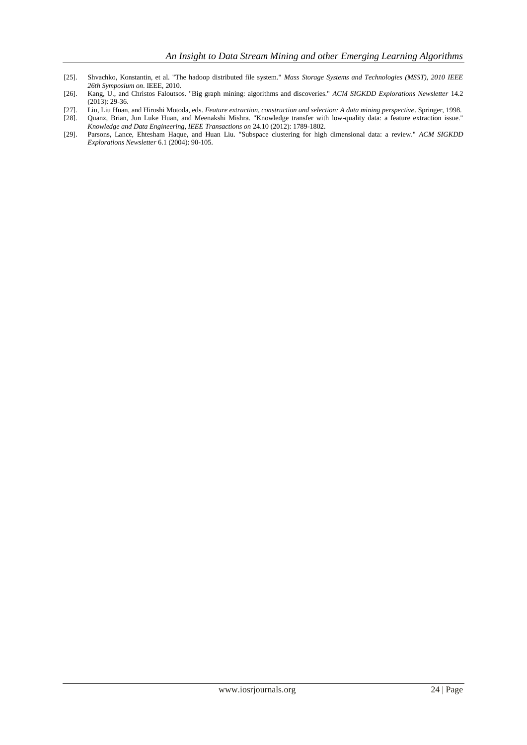[25]. Shvachko, Konstantin, et al. "The hadoop distributed file system." *Mass Storage Systems and Technologies (MSST), 2010 IEEE 26th Symposium on*. IEEE, 2010.

[26]. Kang, U., and Christos Faloutsos. "Big graph mining: algorithms and discoveries." *ACM SIGKDD Explorations Newsletter* 14.2 (2013): 29-36.

[27]. Liu, Liu Huan, and Hiroshi Motoda, eds. *Feature extraction, construction and selection: A data mining perspective*. Springer, 1998.

[28]. Quanz, Brian, Jun Luke Huan, and Meenakshi Mishra. "Knowledge transfer with low-quality data: a feature extraction issue." *Knowledge and Data Engineering, IEEE Transactions on* 24.10 (2012): 1789-1802.

[29]. Parsons, Lance, Ehtesham Haque, and Huan Liu. "Subspace clustering for high dimensional data: a review." *ACM SIGKDD Explorations Newsletter* 6.1 (2004): 90-105.